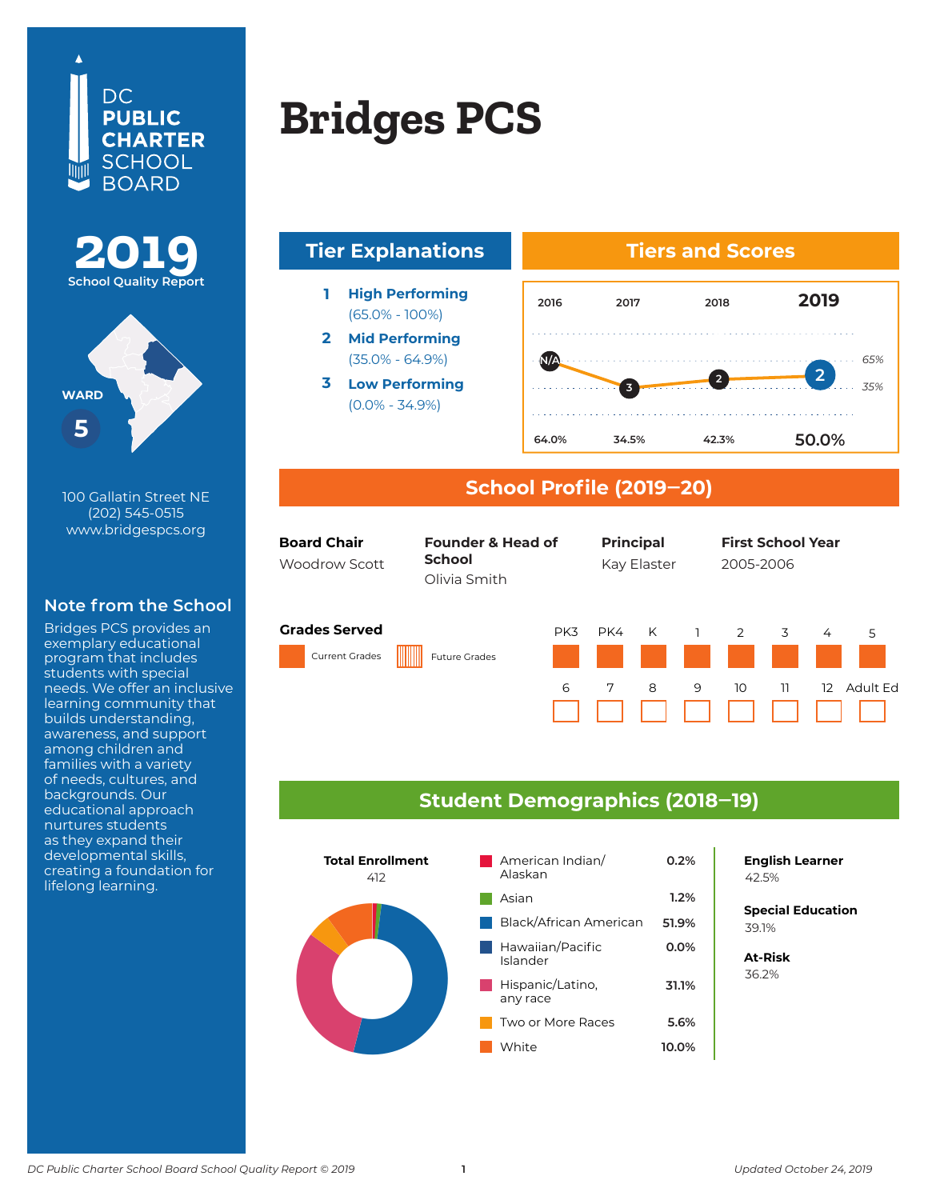DC PUBLIC CHARTER SCHOOL BOARD

# 2019
School Quality Report

WARD
5

100 Gallatin Street NE
(202) 545-0515
www.bridgespcs.org

## Note from the School

Bridges PCS provides an exemplary educational program that includes students with special needs. We offer an inclusive learning community that builds understanding, awareness, and support among children and families with a variety of needs, cultures, and backgrounds. Our educational approach nurtures students as they expand their developmental skills, creating a foundation for lifelong learning.

# Bridges PCS

## Tier Explanations

1 **High Performing** (65.0% - 100%)
2 **Mid Performing** (35.0% - 64.9%)
3 **Low Performing** (0.0% - 34.9%)

## Tiers and Scores

2016
2017
2018
2019
N/A
3
2
2
65%
35%
64.0%
34.5%
42.3%
50.0%

## School Profile (2019–20)

**Board Chair**
Woodrow Scott

**Founder & Head of School**
Olivia Smith

**Principal**
Kay Elaster

**First School Year**
2005-2006

**Grades Served**

Current Grades: PK3, PK4, K, 1, 2, 3, 4, 5
Future Grades: none

Grades: PK3, PK4, K, 1, 2, 3, 4, 5, 6, 7, 8, 9, 10, 11, 12, Adult Ed

## Student Demographics (2018–19)

**Total Enrollment**
412

American Indian/ Alaskan 0.2%
Asian 1.2%
Black/African American 51.9%
Hawaiian/Pacific Islander 0.0%
Hispanic/Latino, any race 31.1%
Two or More Races 5.6%
White 10.0%

**English Learner**
42.5%

**Special Education**
39.1%

**At-Risk**
36.2%

*DC Public Charter School Board School Quality Report © 2019* | *Updated October 24, 2019*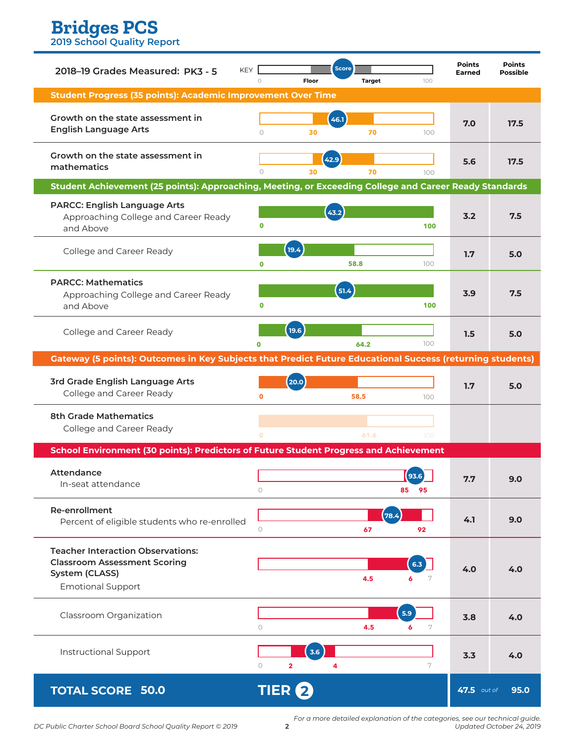# Bridges PCS

## 2019 School Quality Report

**2018–19 Grades Measured: PK3 - 5**

KEY: 0, Floor, Score, Target, 100

| Measure | Score | Floor | Target | Max | Points Earned | Points Possible |
|---|---|---|---|---|---|---|
| **Student Progress (35 points): Academic Improvement Over Time** | | | | | | |
| Growth on the state assessment in English Language Arts | 46.1 | 30 | 70 | 100 | 7.0 | 17.5 |
| Growth on the state assessment in mathematics | 42.9 | 30 | 70 | 100 | 5.6 | 17.5 |
| **Student Achievement (25 points): Approaching, Meeting, or Exceeding College and Career Ready Standards** | | | | | | |
| PARCC: English Language Arts — Approaching College and Career Ready and Above | 43.2 | 0 | 100 | | 3.2 | 7.5 |
| College and Career Ready | 19.4 | 0 | 58.8 | 100 | 1.7 | 5.0 |
| PARCC: Mathematics — Approaching College and Career Ready and Above | 51.4 | 0 | 100 | | 3.9 | 7.5 |
| College and Career Ready | 19.6 | 0 | 64.2 | 100 | 1.5 | 5.0 |
| **Gateway (5 points): Outcomes in Key Subjects that Predict Future Educational Success (returning students)** | | | | | | |
| 3rd Grade English Language Arts — College and Career Ready | 20.0 | 0 | 58.5 | 100 | 1.7 | 5.0 |
| 8th Grade Mathematics — College and Career Ready | | 0 | 61.6 | 100 | | |
| **School Environment (30 points): Predictors of Future Student Progress and Achievement** | | | | | | |
| Attendance — In-seat attendance | 93.6 | 85 | 95 | | 7.7 | 9.0 |
| Re-enrollment — Percent of eligible students who re-enrolled | 78.4 | 67 | 92 | | 4.1 | 9.0 |
| Teacher Interaction Observations: Classroom Assessment Scoring System (CLASS) — Emotional Support | 6.3 | 4.5 | 6 | 7 | 4.0 | 4.0 |
| Classroom Organization | 5.9 | 4.5 | 6 | 7 | 3.8 | 4.0 |
| Instructional Support | 3.6 | 2 | 4 | 7 | 3.3 | 4.0 |

**TOTAL SCORE 50.0** | **TIER 2** | **47.5** out of **95.0**

*For a more detailed explanation of the categories, see our technical guide.*
*Updated October 24, 2019*

*DC Public Charter School Board School Quality Report © 2019*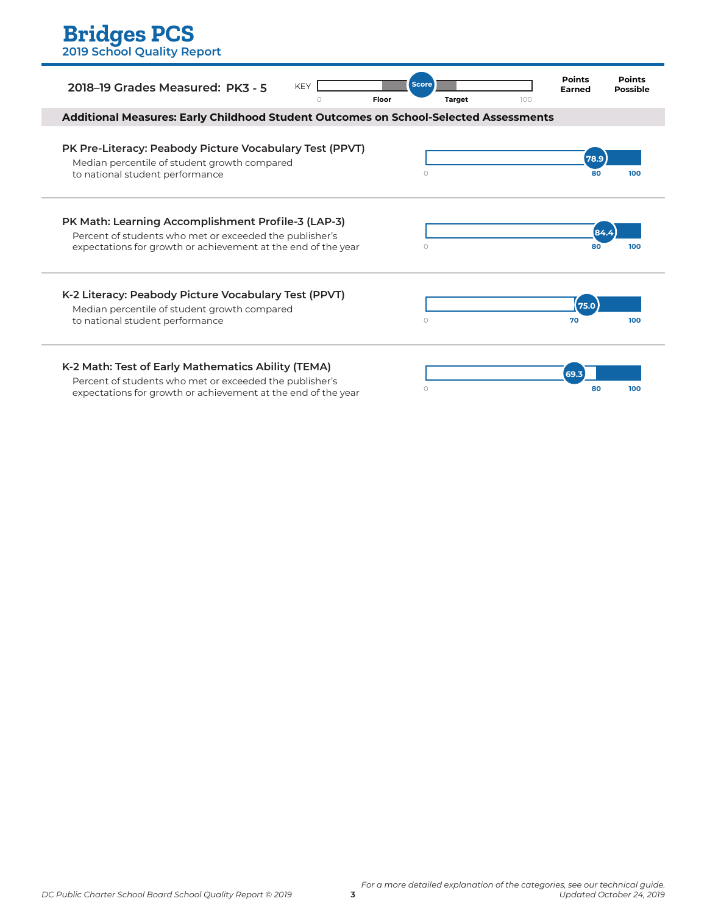# Bridges PCS

## 2019 School Quality Report

**2018–19 Grades Measured: PK3 - 5**

KEY
0 Floor Score Target 100

**Points Earned** **Points Possible**

### Additional Measures: Early Childhood Student Outcomes on School-Selected Assessments

**PK Pre-Literacy: Peabody Picture Vocabulary Test (PPVT)**
Median percentile of student growth compared to national student performance

0
78.9
80
100

**PK Math: Learning Accomplishment Profile-3 (LAP-3)**
Percent of students who met or exceeded the publisher's expectations for growth or achievement at the end of the year

0
84.4
80
100

**K-2 Literacy: Peabody Picture Vocabulary Test (PPVT)**
Median percentile of student growth compared to national student performance

0
75.0
70
100

**K-2 Math: Test of Early Mathematics Ability (TEMA)**
Percent of students who met or exceeded the publisher's expectations for growth or achievement at the end of the year

0
69.3
80
100

*For a more detailed explanation of the categories, see our technical guide.*
*Updated October 24, 2019*